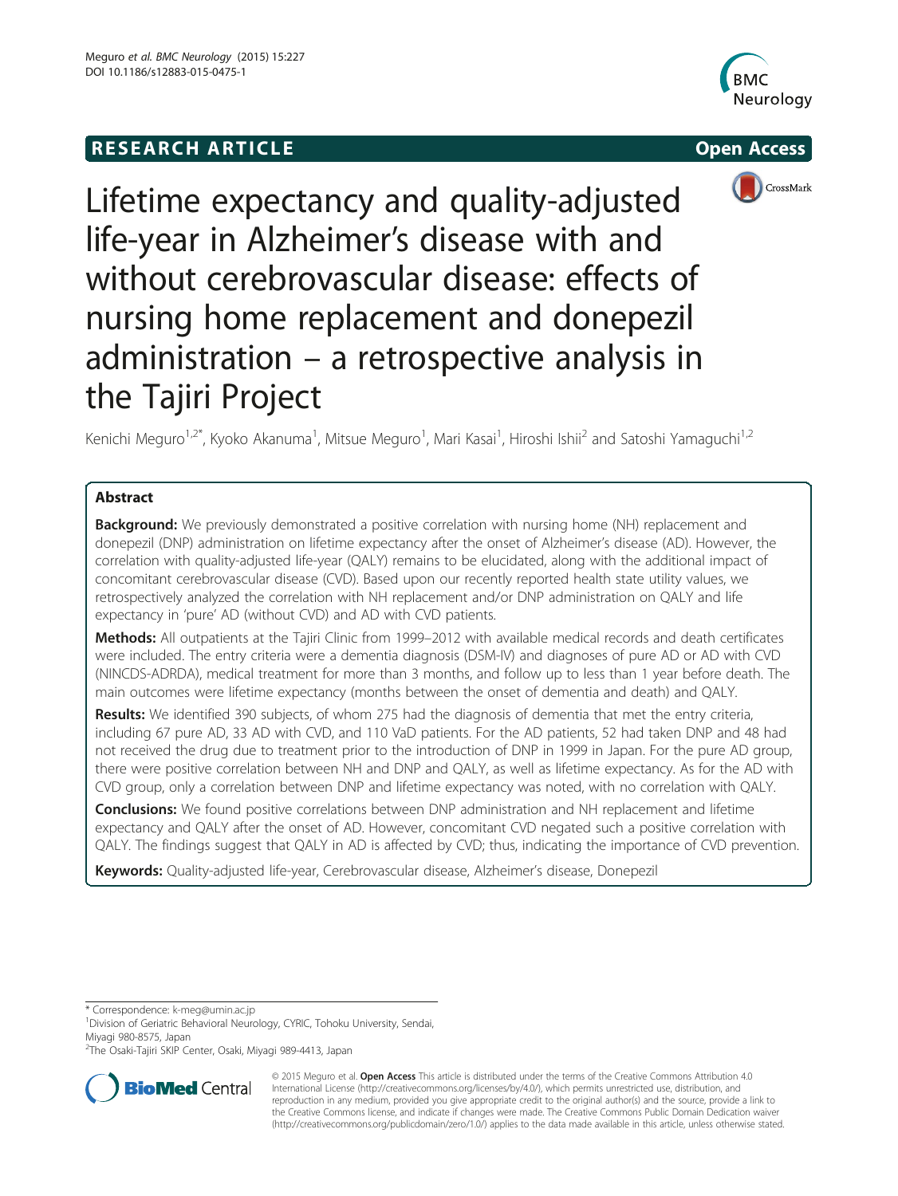RESEARCH ARTICLE Open Access

# Lifetime expectancy and quality-adjusted life-year in Alzheimer's disease with and without cerebrovascular disease: effects of nursing home replacement and donepezil administration – a retrospective analysis in the Tajiri Project

Kenichi Meguro[1,2*], Kyoko Akanuma[1], Mitsue Meguro[1], Mari Kasai[1], Hiroshi Ishii[2] and Satoshi Yamaguchi[1,2]

## Abstract

**Background:** We previously demonstrated a positive correlation with nursing home (NH) replacement and donepezil (DNP) administration on lifetime expectancy after the onset of Alzheimer's disease (AD). However, the correlation with quality-adjusted life-year (QALY) remains to be elucidated, along with the additional impact of concomitant cerebrovascular disease (CVD). Based upon our recently reported health state utility values, we retrospectively analyzed the correlation with NH replacement and/or DNP administration on QALY and life expectancy in 'pure' AD (without CVD) and AD with CVD patients.

**Methods:** All outpatients at the Tajiri Clinic from 1999–2012 with available medical records and death certificates were included. The entry criteria were a dementia diagnosis (DSM-IV) and diagnoses of pure AD or AD with CVD (NINCDS-ADRDA), medical treatment for more than 3 months, and follow up to less than 1 year before death. The main outcomes were lifetime expectancy (months between the onset of dementia and death) and QALY.

**Results:** We identified 390 subjects, of whom 275 had the diagnosis of dementia that met the entry criteria, including 67 pure AD, 33 AD with CVD, and 110 VaD patients. For the AD patients, 52 had taken DNP and 48 had not received the drug due to treatment prior to the introduction of DNP in 1999 in Japan. For the pure AD group, there were positive correlation between NH and DNP and QALY, as well as lifetime expectancy. As for the AD with CVD group, only a correlation between DNP and lifetime expectancy was noted, with no correlation with QALY.

**Conclusions:** We found positive correlations between DNP administration and NH replacement and lifetime expectancy and QALY after the onset of AD. However, concomitant CVD negated such a positive correlation with QALY. The findings suggest that QALY in AD is affected by CVD; thus, indicating the importance of CVD prevention.

**Keywords:** Quality-adjusted life-year, Cerebrovascular disease, Alzheimer's disease, Donepezil

---

\* Correspondence: k-meg@umin.ac.jp

[1]Division of Geriatric Behavioral Neurology, CYRIC, Tohoku University, Sendai, Miyagi 980-8575, Japan

[2]The Osaki-Tajiri SKIP Center, Osaki, Miyagi 989-4413, Japan

© 2015 Meguro et al. **Open Access** This article is distributed under the terms of the Creative Commons Attribution 4.0 International License (http://creativecommons.org/licenses/by/4.0/), which permits unrestricted use, distribution, and reproduction in any medium, provided you give appropriate credit to the original author(s) and the source, provide a link to the Creative Commons license, and indicate if changes were made. The Creative Commons Public Domain Dedication waiver (http://creativecommons.org/publicdomain/zero/1.0/) applies to the data made available in this article, unless otherwise stated.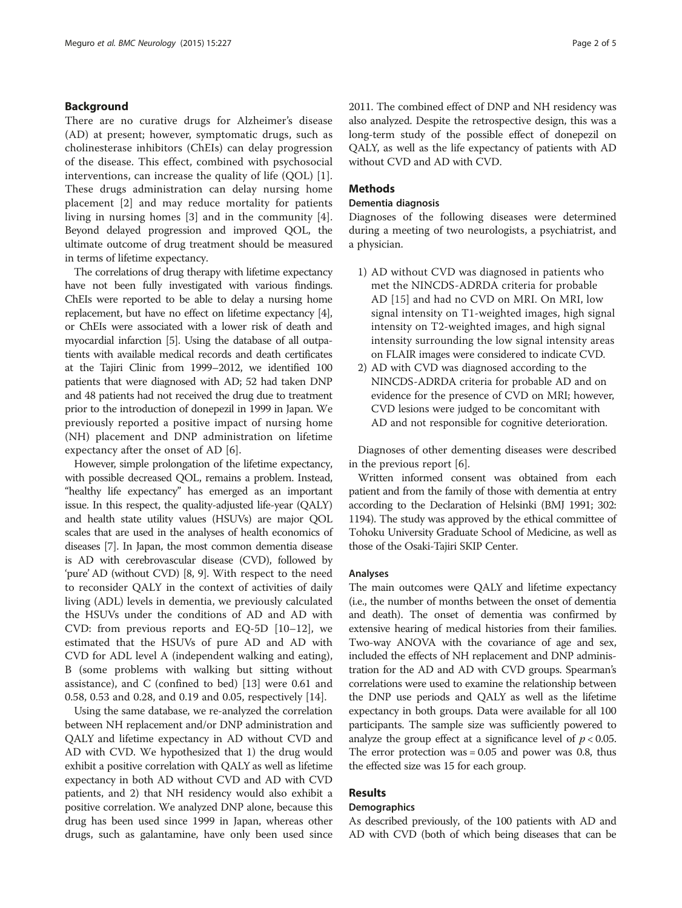## Background

There are no curative drugs for Alzheimer's disease (AD) at present; however, symptomatic drugs, such as cholinesterase inhibitors (ChEIs) can delay progression of the disease. This effect, combined with psychosocial interventions, can increase the quality of life (QOL) [1]. These drugs administration can delay nursing home placement [2] and may reduce mortality for patients living in nursing homes [3] and in the community [4]. Beyond delayed progression and improved QOL, the ultimate outcome of drug treatment should be measured in terms of lifetime expectancy.

The correlations of drug therapy with lifetime expectancy have not been fully investigated with various findings. ChEIs were reported to be able to delay a nursing home replacement, but have no effect on lifetime expectancy [4], or ChEIs were associated with a lower risk of death and myocardial infarction [5]. Using the database of all outpatients with available medical records and death certificates at the Tajiri Clinic from 1999–2012, we identified 100 patients that were diagnosed with AD; 52 had taken DNP and 48 patients had not received the drug due to treatment prior to the introduction of donepezil in 1999 in Japan. We previously reported a positive impact of nursing home (NH) placement and DNP administration on lifetime expectancy after the onset of AD [6].

However, simple prolongation of the lifetime expectancy, with possible decreased QOL, remains a problem. Instead, "healthy life expectancy" has emerged as an important issue. In this respect, the quality-adjusted life-year (QALY) and health state utility values (HSUVs) are major QOL scales that are used in the analyses of health economics of diseases [7]. In Japan, the most common dementia disease is AD with cerebrovascular disease (CVD), followed by 'pure' AD (without CVD) [8, 9]. With respect to the need to reconsider QALY in the context of activities of daily living (ADL) levels in dementia, we previously calculated the HSUVs under the conditions of AD and AD with CVD: from previous reports and EQ-5D [10–12], we estimated that the HSUVs of pure AD and AD with CVD for ADL level A (independent walking and eating), B (some problems with walking but sitting without assistance), and C (confined to bed) [13] were 0.61 and 0.58, 0.53 and 0.28, and 0.19 and 0.05, respectively [14].

Using the same database, we re-analyzed the correlation between NH replacement and/or DNP administration and QALY and lifetime expectancy in AD without CVD and AD with CVD. We hypothesized that 1) the drug would exhibit a positive correlation with QALY as well as lifetime expectancy in both AD without CVD and AD with CVD patients, and 2) that NH residency would also exhibit a positive correlation. We analyzed DNP alone, because this drug has been used since 1999 in Japan, whereas other drugs, such as galantamine, have only been used since 2011. The combined effect of DNP and NH residency was also analyzed. Despite the retrospective design, this was a long-term study of the possible effect of donepezil on QALY, as well as the life expectancy of patients with AD without CVD and AD with CVD.

## Methods

### Dementia diagnosis

Diagnoses of the following diseases were determined during a meeting of two neurologists, a psychiatrist, and a physician.

1) AD without CVD was diagnosed in patients who met the NINCDS-ADRDA criteria for probable AD [15] and had no CVD on MRI. On MRI, low signal intensity on T1-weighted images, high signal intensity on T2-weighted images, and high signal intensity surrounding the low signal intensity areas on FLAIR images were considered to indicate CVD.
2) AD with CVD was diagnosed according to the NINCDS-ADRDA criteria for probable AD and on evidence for the presence of CVD on MRI; however, CVD lesions were judged to be concomitant with AD and not responsible for cognitive deterioration.

Diagnoses of other dementing diseases were described in the previous report [6].

Written informed consent was obtained from each patient and from the family of those with dementia at entry according to the Declaration of Helsinki (BMJ 1991; 302: 1194). The study was approved by the ethical committee of Tohoku University Graduate School of Medicine, as well as those of the Osaki-Tajiri SKIP Center.

### Analyses

The main outcomes were QALY and lifetime expectancy (i.e., the number of months between the onset of dementia and death). The onset of dementia was confirmed by extensive hearing of medical histories from their families. Two-way ANOVA with the covariance of age and sex, included the effects of NH replacement and DNP administration for the AD and AD with CVD groups. Spearman's correlations were used to examine the relationship between the DNP use periods and QALY as well as the lifetime expectancy in both groups. Data were available for all 100 participants. The sample size was sufficiently powered to analyze the group effect at a significance level of $p < 0.05$. The error protection was = 0.05 and power was 0.8, thus the effected size was 15 for each group.

## Results

### Demographics

As described previously, of the 100 patients with AD and AD with CVD (both of which being diseases that can be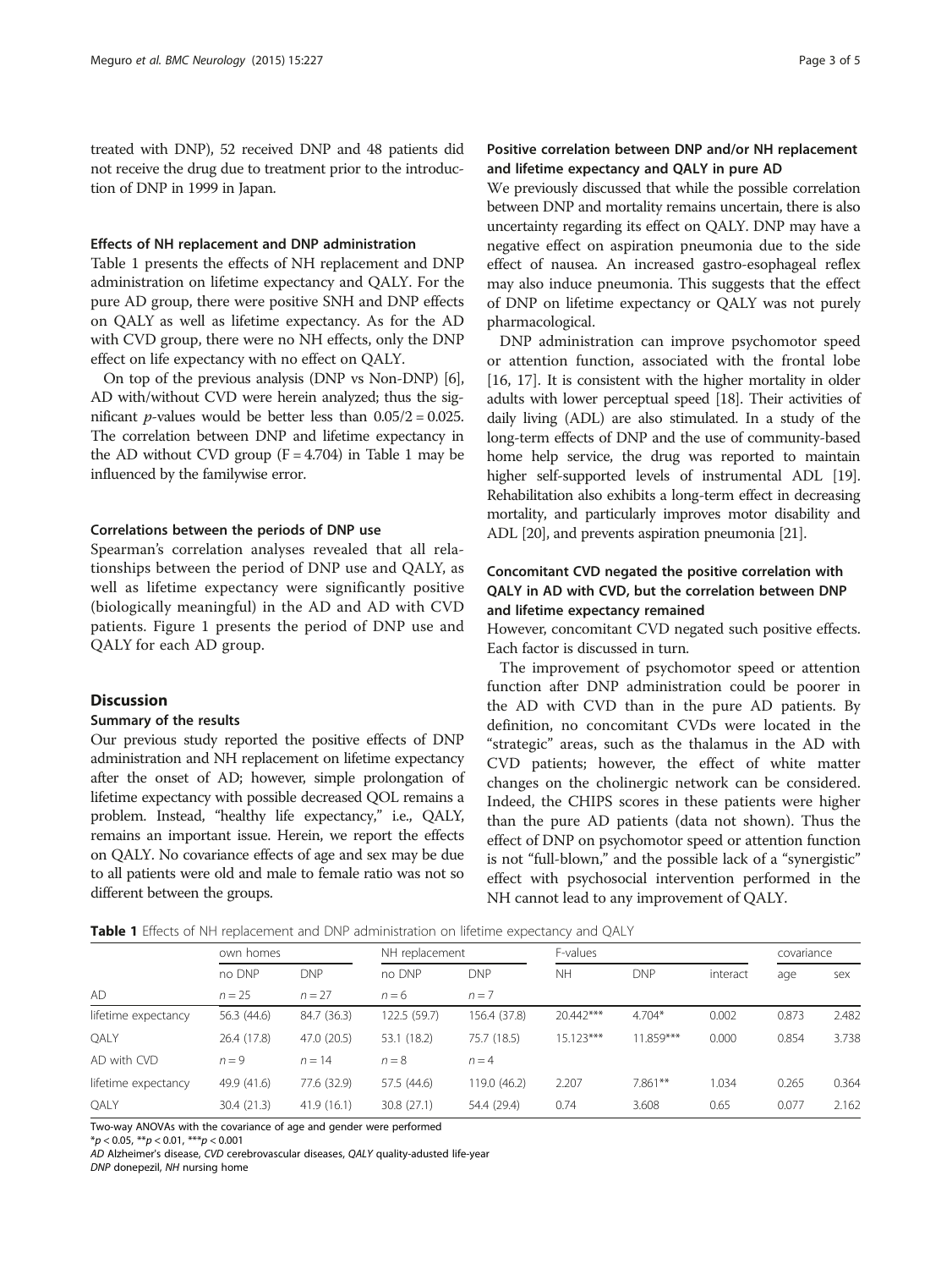treated with DNP), 52 received DNP and 48 patients did not receive the drug due to treatment prior to the introduction of DNP in 1999 in Japan.

### Effects of NH replacement and DNP administration

Table 1 presents the effects of NH replacement and DNP administration on lifetime expectancy and QALY. For the pure AD group, there were positive SNH and DNP effects on QALY as well as lifetime expectancy. As for the AD with CVD group, there were no NH effects, only the DNP effect on life expectancy with no effect on QALY.

On top of the previous analysis (DNP vs Non-DNP) [6], AD with/without CVD were herein analyzed; thus the significant $p$-values would be better less than $0.05/2 = 0.025$. The correlation between DNP and lifetime expectancy in the AD without CVD group ($F = 4.704$) in Table 1 may be influenced by the familywise error.

### Correlations between the periods of DNP use

Spearman's correlation analyses revealed that all relationships between the period of DNP use and QALY, as well as lifetime expectancy were significantly positive (biologically meaningful) in the AD and AD with CVD patients. Figure 1 presents the period of DNP use and QALY for each AD group.

## Discussion

### Summary of the results

Our previous study reported the positive effects of DNP administration and NH replacement on lifetime expectancy after the onset of AD; however, simple prolongation of lifetime expectancy with possible decreased QOL remains a problem. Instead, "healthy life expectancy," i.e., QALY, remains an important issue. Herein, we report the effects on QALY. No covariance effects of age and sex may be due to all patients were old and male to female ratio was not so different between the groups.

### Positive correlation between DNP and/or NH replacement and lifetime expectancy and QALY in pure AD

We previously discussed that while the possible correlation between DNP and mortality remains uncertain, there is also uncertainty regarding its effect on QALY. DNP may have a negative effect on aspiration pneumonia due to the side effect of nausea. An increased gastro-esophageal reflex may also induce pneumonia. This suggests that the effect of DNP on lifetime expectancy or QALY was not purely pharmacological.

DNP administration can improve psychomotor speed or attention function, associated with the frontal lobe [16, 17]. It is consistent with the higher mortality in older adults with lower perceptual speed [18]. Their activities of daily living (ADL) are also stimulated. In a study of the long-term effects of DNP and the use of community-based home help service, the drug was reported to maintain higher self-supported levels of instrumental ADL [19]. Rehabilitation also exhibits a long-term effect in decreasing mortality, and particularly improves motor disability and ADL [20], and prevents aspiration pneumonia [21].

### Concomitant CVD negated the positive correlation with QALY in AD with CVD, but the correlation between DNP and lifetime expectancy remained

However, concomitant CVD negated such positive effects. Each factor is discussed in turn.

The improvement of psychomotor speed or attention function after DNP administration could be poorer in the AD with CVD than in the pure AD patients. By definition, no concomitant CVDs were located in the "strategic" areas, such as the thalamus in the AD with CVD patients; however, the effect of white matter changes on the cholinergic network can be considered. Indeed, the CHIPS scores in these patients were higher than the pure AD patients (data not shown). Thus the effect of DNP on psychomotor speed or attention function is not "full-blown," and the possible lack of a "synergistic" effect with psychosocial intervention performed in the NH cannot lead to any improvement of QALY.

**Table 1** Effects of NH replacement and DNP administration on lifetime expectancy and QALY

| | own homes | | NH replacement | | F-values | | | covariance | |
|---|---|---|---|---|---|---|---|---|---|
| | no DNP | DNP | no DNP | DNP | NH | DNP | interact | age | sex |
| AD | $n = 25$ | $n = 27$ | $n = 6$ | $n = 7$ | | | | | |
| lifetime expectancy | 56.3 (44.6) | 84.7 (36.3) | 122.5 (59.7) | 156.4 (37.8) | 20.442*** | 4.704* | 0.002 | 0.873 | 2.482 |
| QALY | 26.4 (17.8) | 47.0 (20.5) | 53.1 (18.2) | 75.7 (18.5) | 15.123*** | 11.859*** | 0.000 | 0.854 | 3.738 |
| AD with CVD | $n = 9$ | $n = 14$ | $n = 8$ | $n = 4$ | | | | | |
| lifetime expectancy | 49.9 (41.6) | 77.6 (32.9) | 57.5 (44.6) | 119.0 (46.2) | 2.207 | 7.861** | 1.034 | 0.265 | 0.364 |
| QALY | 30.4 (21.3) | 41.9 (16.1) | 30.8 (27.1) | 54.4 (29.4) | 0.74 | 3.608 | 0.65 | 0.077 | 2.162 |

Two-way ANOVAs with the covariance of age and gender were performed

*$p < 0.05$, **$p < 0.01$, ***$p < 0.001$

*AD* Alzheimer's disease, *CVD* cerebrovascular diseases, *QALY* quality-adusted life-year

*DNP* donepezil, *NH* nursing home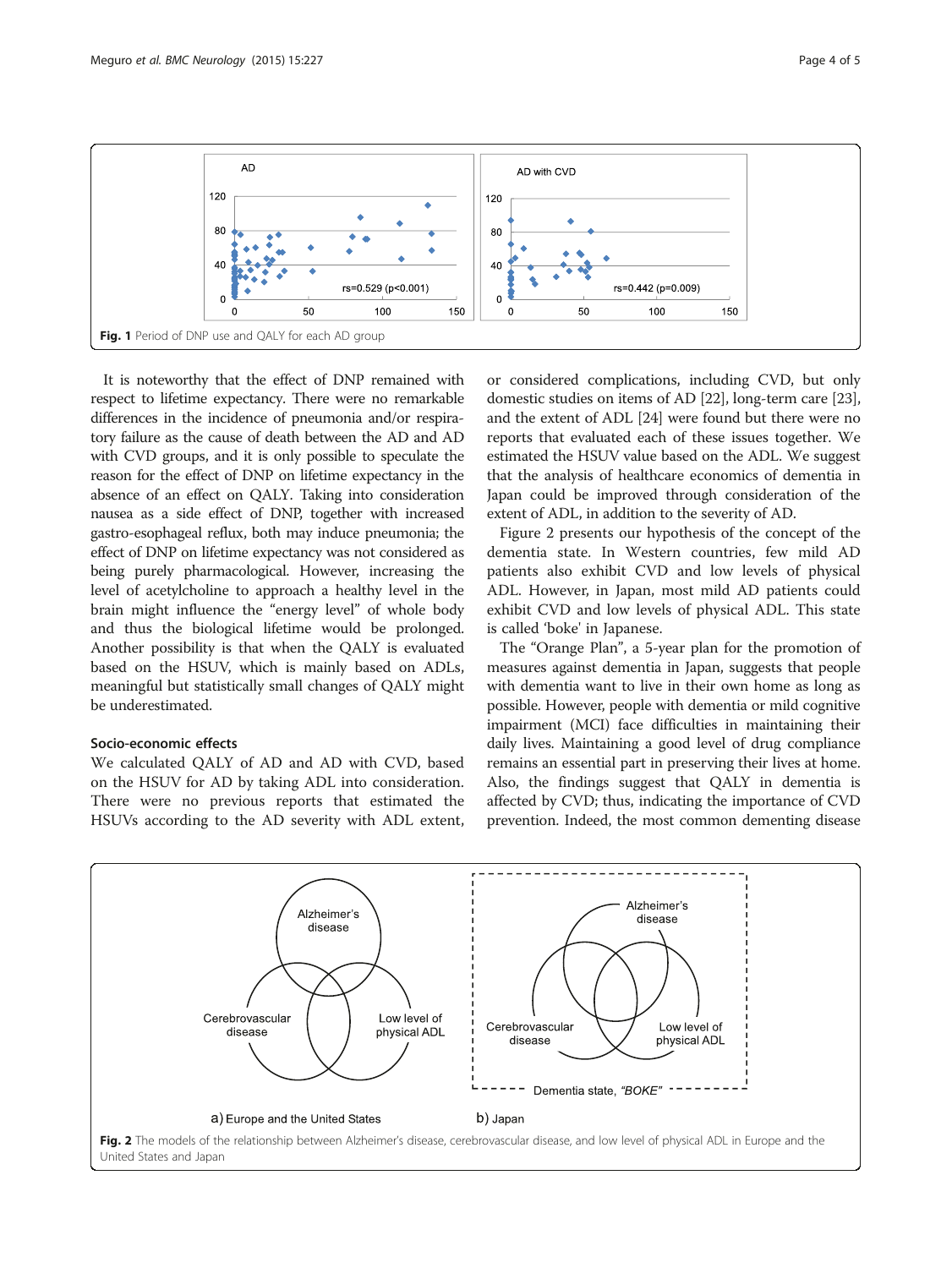AD

120

80

40

0

0 50 100 150

rs=0.529 (p<0.001)

AD with CVD

120

80

40

0

0 50 100 150

rs=0.442 (p=0.009)

**Fig. 1** Period of DNP use and QALY for each AD group

It is noteworthy that the effect of DNP remained with respect to lifetime expectancy. There were no remarkable differences in the incidence of pneumonia and/or respiratory failure as the cause of death between the AD and AD with CVD groups, and it is only possible to speculate the reason for the effect of DNP on lifetime expectancy in the absence of an effect on QALY. Taking into consideration nausea as a side effect of DNP, together with increased gastro-esophageal reflux, both may induce pneumonia; the effect of DNP on lifetime expectancy was not considered as being purely pharmacological. However, increasing the level of acetylcholine to approach a healthy level in the brain might influence the "energy level" of whole body and thus the biological lifetime would be prolonged. Another possibility is that when the QALY is evaluated based on the HSUV, which is mainly based on ADLs, meaningful but statistically small changes of QALY might be underestimated.

### Socio-economic effects

We calculated QALY of AD and AD with CVD, based on the HSUV for AD by taking ADL into consideration. There were no previous reports that estimated the HSUVs according to the AD severity with ADL extent, or considered complications, including CVD, but only domestic studies on items of AD [22], long-term care [23], and the extent of ADL [24] were found but there were no reports that evaluated each of these issues together. We estimated the HSUV value based on the ADL. We suggest that the analysis of healthcare economics of dementia in Japan could be improved through consideration of the extent of ADL, in addition to the severity of AD.

Figure 2 presents our hypothesis of the concept of the dementia state. In Western countries, few mild AD patients also exhibit CVD and low levels of physical ADL. However, in Japan, most mild AD patients could exhibit CVD and low levels of physical ADL. This state is called 'boke' in Japanese.

The "Orange Plan", a 5-year plan for the promotion of measures against dementia in Japan, suggests that people with dementia want to live in their own home as long as possible. However, people with dementia or mild cognitive impairment (MCI) face difficulties in maintaining their daily lives. Maintaining a good level of drug compliance remains an essential part in preserving their lives at home. Also, the findings suggest that QALY in dementia is affected by CVD; thus, indicating the importance of CVD prevention. Indeed, the most common dementing disease

Alzheimer's disease

Cerebrovascular disease

Low level of physical ADL

a) Europe and the United States

Alzheimer's disease

Cerebrovascular disease

Low level of physical ADL

Dementia state, *"BOKE"*

b) Japan

**Fig. 2** The models of the relationship between Alzheimer's disease, cerebrovascular disease, and low level of physical ADL in Europe and the United States and Japan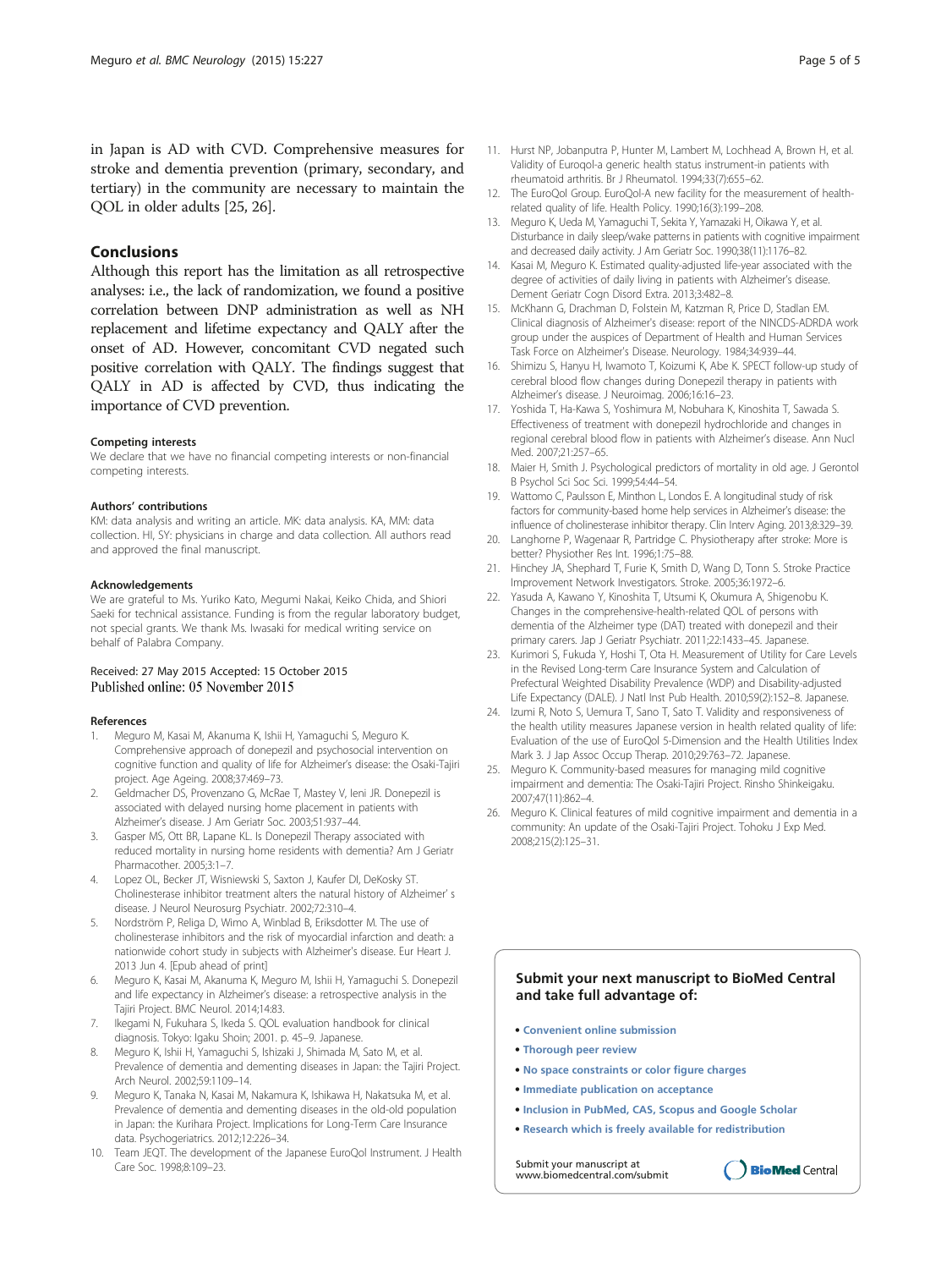in Japan is AD with CVD. Comprehensive measures for stroke and dementia prevention (primary, secondary, and tertiary) in the community are necessary to maintain the QOL in older adults [25, 26].

## Conclusions

Although this report has the limitation as all retrospective analyses: i.e., the lack of randomization, we found a positive correlation between DNP administration as well as NH replacement and lifetime expectancy and QALY after the onset of AD. However, concomitant CVD negated such positive correlation with QALY. The findings suggest that QALY in AD is affected by CVD, thus indicating the importance of CVD prevention.

#### Competing interests

We declare that we have no financial competing interests or non-financial competing interests.

#### Authors' contributions

KM: data analysis and writing an article. MK: data analysis. KA, MM: data collection. HI, SY: physicians in charge and data collection. All authors read and approved the final manuscript.

#### Acknowledgements

We are grateful to Ms. Yuriko Kato, Megumi Nakai, Keiko Chida, and Shiori Saeki for technical assistance. Funding is from the regular laboratory budget, not special grants. We thank Ms. Iwasaki for medical writing service on behalf of Palabra Company.

Received: 27 May 2015 Accepted: 15 October 2015
Published online: 05 November 2015

#### References

1. Meguro M, Kasai M, Akanuma K, Ishii H, Yamaguchi S, Meguro K. Comprehensive approach of donepezil and psychosocial intervention on cognitive function and quality of life for Alzheimer's disease: the Osaki-Tajiri project. Age Ageing. 2008;37:469–73.
2. Geldmacher DS, Provenzano G, McRae T, Mastey V, Ieni JR. Donepezil is associated with delayed nursing home placement in patients with Alzheimer's disease. J Am Geriatr Soc. 2003;51:937–44.
3. Gasper MS, Ott BR, Lapane KL. Is Donepezil Therapy associated with reduced mortality in nursing home residents with dementia? Am J Geriatr Pharmacother. 2005;3:1–7.
4. Lopez OL, Becker JT, Wisniewski S, Saxton J, Kaufer DI, DeKosky ST. Cholinesterase inhibitor treatment alters the natural history of Alzheimer' s disease. J Neurol Neurosurg Psychiatr. 2002;72:310–4.
5. Nordström P, Religa D, Wimo A, Winblad B, Eriksdotter M. The use of cholinesterase inhibitors and the risk of myocardial infarction and death: a nationwide cohort study in subjects with Alzheimer's disease. Eur Heart J. 2013 Jun 4. [Epub ahead of print]
6. Meguro K, Kasai M, Akanuma K, Meguro M, Ishii H, Yamaguchi S. Donepezil and life expectancy in Alzheimer's disease: a retrospective analysis in the Tajiri Project. BMC Neurol. 2014;14:83.
7. Ikegami N, Fukuhara S, Ikeda S. QOL evaluation handbook for clinical diagnosis. Tokyo: Igaku Shoin; 2001. p. 45–9. Japanese.
8. Meguro K, Ishii H, Yamaguchi S, Ishizaki J, Shimada M, Sato M, et al. Prevalence of dementia and dementing diseases in Japan: the Tajiri Project. Arch Neurol. 2002;59:1109–14.
9. Meguro K, Tanaka N, Kasai M, Nakamura K, Ishikawa H, Nakatsuka M, et al. Prevalence of dementia and dementing diseases in the old-old population in Japan: the Kurihara Project. Implications for Long-Term Care Insurance data. Psychogeriatrics. 2012;12:226–34.
10. Team JEQT. The development of the Japanese EuroQol Instrument. J Health Care Soc. 1998;8:109–23.
11. Hurst NP, Jobanputra P, Hunter M, Lambert M, Lochhead A, Brown H, et al. Validity of Euroqol-a generic health status instrument-in patients with rheumatoid arthritis. Br J Rheumatol. 1994;33(7):655–62.
12. The EuroQol Group. EuroQol-A new facility for the measurement of health-related quality of life. Health Policy. 1990;16(3):199–208.
13. Meguro K, Ueda M, Yamaguchi T, Sekita Y, Yamazaki H, Oikawa Y, et al. Disturbance in daily sleep/wake patterns in patients with cognitive impairment and decreased daily activity. J Am Geriatr Soc. 1990;38(11):1176–82.
14. Kasai M, Meguro K. Estimated quality-adjusted life-year associated with the degree of activities of daily living in patients with Alzheimer's disease. Dement Geriatr Cogn Disord Extra. 2013;3:482–8.
15. McKhann G, Drachman D, Folstein M, Katzman R, Price D, Stadlan EM. Clinical diagnosis of Alzheimer's disease: report of the NINCDS-ADRDA work group under the auspices of Department of Health and Human Services Task Force on Alzheimer's Disease. Neurology. 1984;34:939–44.
16. Shimizu S, Hanyu H, Iwamoto T, Koizumi K, Abe K. SPECT follow-up study of cerebral blood flow changes during Donepezil therapy in patients with Alzheimer's disease. J Neuroimag. 2006;16:16–23.
17. Yoshida T, Ha-Kawa S, Yoshimura M, Nobuhara K, Kinoshita T, Sawada S. Effectiveness of treatment with donepezil hydrochloride and changes in regional cerebral blood flow in patients with Alzheimer's disease. Ann Nucl Med. 2007;21:257–65.
18. Maier H, Smith J. Psychological predictors of mortality in old age. J Gerontol B Psychol Sci Soc Sci. 1999;54:44–54.
19. Wattomo C, Paulsson E, Minthon L, Londos E. A longitudinal study of risk factors for community-based home help services in Alzheimer's disease: the influence of cholinesterase inhibitor therapy. Clin Interv Aging. 2013;8:329–39.
20. Langhorne P, Wagenaar R, Partridge C. Physiotherapy after stroke: More is better? Physiother Res Int. 1996;1:75–88.
21. Hinchey JA, Shephard T, Furie K, Smith D, Wang D, Tonn S. Stroke Practice Improvement Network Investigators. Stroke. 2005;36:1972–6.
22. Yasuda A, Kawano Y, Kinoshita T, Utsumi K, Okumura A, Shigenobu K. Changes in the comprehensive-health-related QOL of persons with dementia of the Alzheimer type (DAT) treated with donepezil and their primary carers. Jap J Geriatr Psychiatr. 2011;22:1433–45. Japanese.
23. Kurimori S, Fukuda Y, Hoshi T, Ota H. Measurement of Utility for Care Levels in the Revised Long-term Care Insurance System and Calculation of Prefectural Weighted Disability Prevalence (WDP) and Disability-adjusted Life Expectancy (DALE). J Natl Inst Pub Health. 2010;59(2):152–8. Japanese.
24. Izumi R, Noto S, Uemura T, Sano T, Sato T. Validity and responsiveness of the health utility measures Japanese version in health related quality of life: Evaluation of the use of EuroQol 5-Dimension and the Health Utilities Index Mark 3. J Jap Assoc Occup Therap. 2010;29:763–72. Japanese.
25. Meguro K. Community-based measures for managing mild cognitive impairment and dementia: The Osaki-Tajiri Project. Rinsho Shinkeigaku. 2007;47(11):862–4.
26. Meguro K. Clinical features of mild cognitive impairment and dementia in a community: An update of the Osaki-Tajiri Project. Tohoku J Exp Med. 2008;215(2):125–31.